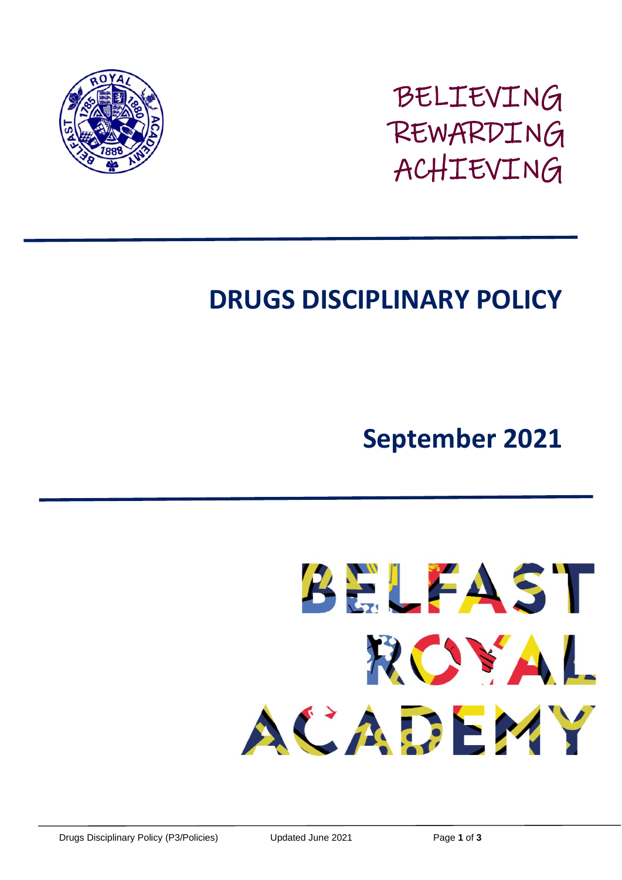BELIEVING
REWARDING
ACHIEVING

# DRUGS DISCIPLINARY POLICY

## September 2021

BELFAST ROYAL ACADEMY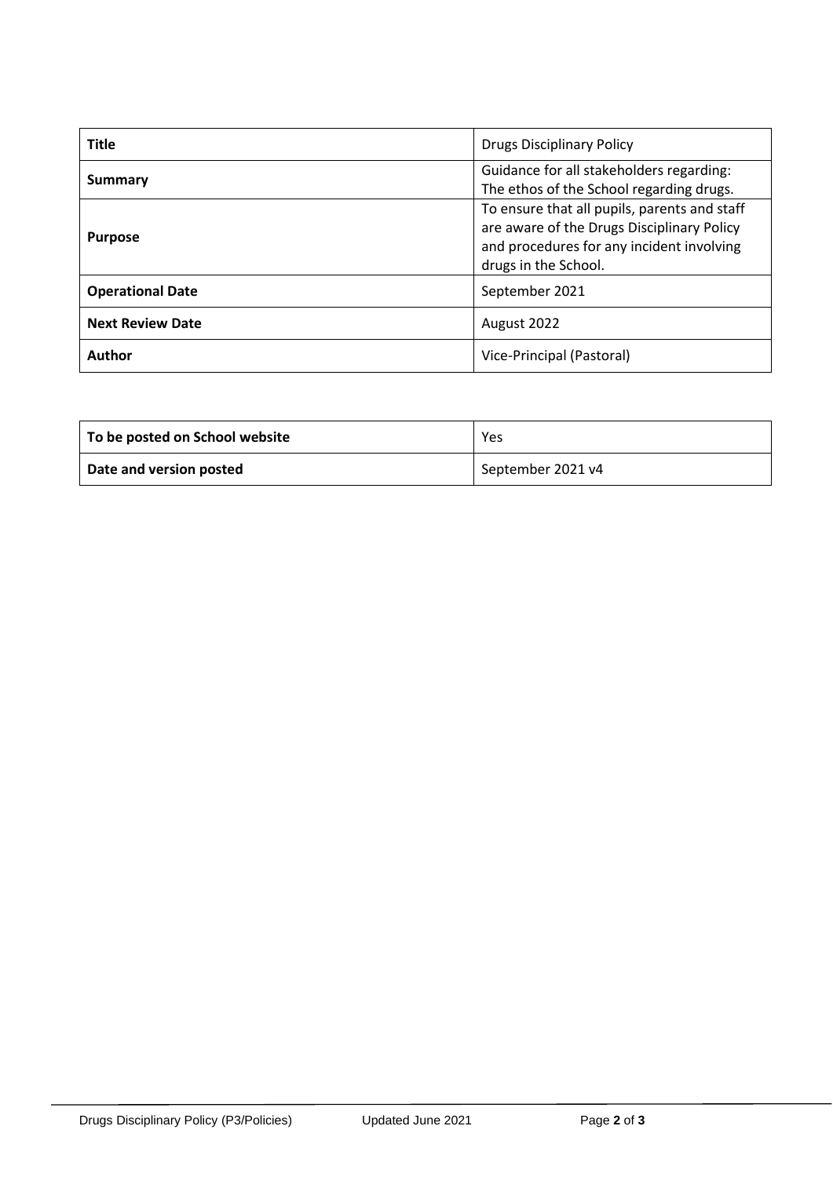| | |
|---|---|
| **Title** | Drugs Disciplinary Policy |
| **Summary** | Guidance for all stakeholders regarding: The ethos of the School regarding drugs. |
| **Purpose** | To ensure that all pupils, parents and staff are aware of the Drugs Disciplinary Policy and procedures for any incident involving drugs in the School. |
| **Operational Date** | September 2021 |
| **Next Review Date** | August 2022 |
| **Author** | Vice-Principal (Pastoral) |

| | |
|---|---|
| **To be posted on School website** | Yes |
| **Date and version posted** | September 2021 v4 |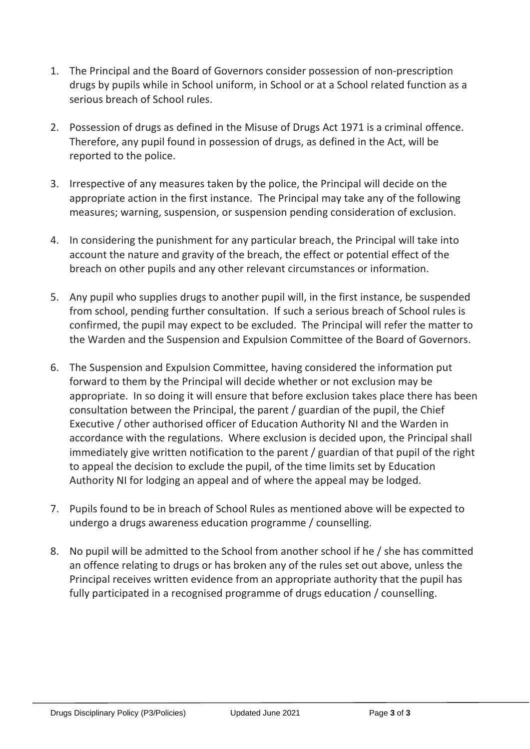1. The Principal and the Board of Governors consider possession of non-prescription drugs by pupils while in School uniform, in School or at a School related function as a serious breach of School rules.

2. Possession of drugs as defined in the Misuse of Drugs Act 1971 is a criminal offence. Therefore, any pupil found in possession of drugs, as defined in the Act, will be reported to the police.

3. Irrespective of any measures taken by the police, the Principal will decide on the appropriate action in the first instance. The Principal may take any of the following measures; warning, suspension, or suspension pending consideration of exclusion.

4. In considering the punishment for any particular breach, the Principal will take into account the nature and gravity of the breach, the effect or potential effect of the breach on other pupils and any other relevant circumstances or information.

5. Any pupil who supplies drugs to another pupil will, in the first instance, be suspended from school, pending further consultation. If such a serious breach of School rules is confirmed, the pupil may expect to be excluded. The Principal will refer the matter to the Warden and the Suspension and Expulsion Committee of the Board of Governors.

6. The Suspension and Expulsion Committee, having considered the information put forward to them by the Principal will decide whether or not exclusion may be appropriate. In so doing it will ensure that before exclusion takes place there has been consultation between the Principal, the parent / guardian of the pupil, the Chief Executive / other authorised officer of Education Authority NI and the Warden in accordance with the regulations. Where exclusion is decided upon, the Principal shall immediately give written notification to the parent / guardian of that pupil of the right to appeal the decision to exclude the pupil, of the time limits set by Education Authority NI for lodging an appeal and of where the appeal may be lodged.

7. Pupils found to be in breach of School Rules as mentioned above will be expected to undergo a drugs awareness education programme / counselling.

8. No pupil will be admitted to the School from another school if he / she has committed an offence relating to drugs or has broken any of the rules set out above, unless the Principal receives written evidence from an appropriate authority that the pupil has fully participated in a recognised programme of drugs education / counselling.